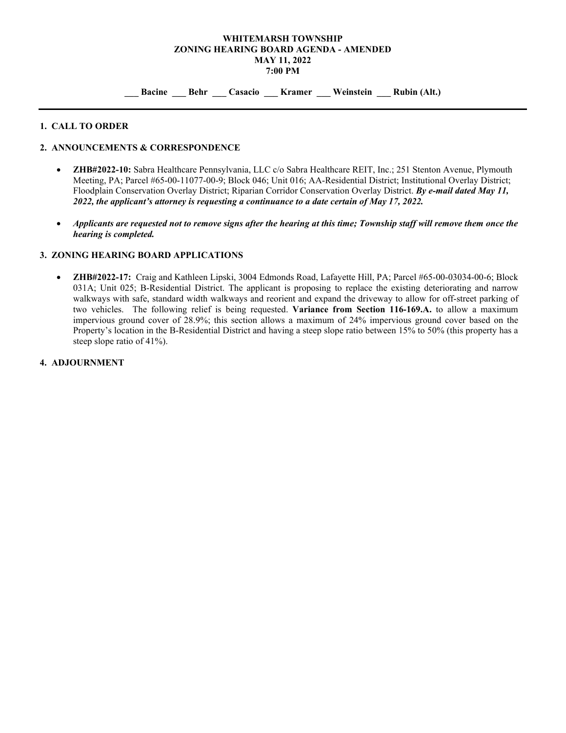# WHITEMARSH TOWNSHIP
## ZONING HEARING BOARD AGENDA - AMENDED
## MAY 11, 2022
## 7:00 PM

**___ Bacine ___ Behr ___ Casacio ___ Kramer ___ Weinstein ___ Rubin (Alt.)**

---

**1. CALL TO ORDER**

**2. ANNOUNCEMENTS & CORRESPONDENCE**

- **ZHB#2022-10:** Sabra Healthcare Pennsylvania, LLC c/o Sabra Healthcare REIT, Inc.; 251 Stenton Avenue, Plymouth Meeting, PA; Parcel #65-00-11077-00-9; Block 046; Unit 016; AA-Residential District; Institutional Overlay District; Floodplain Conservation Overlay District; Riparian Corridor Conservation Overlay District. ***By e-mail dated May 11, 2022, the applicant's attorney is requesting a continuance to a date certain of May 17, 2022.***

- ***Applicants are requested not to remove signs after the hearing at this time; Township staff will remove them once the hearing is completed.***

**3. ZONING HEARING BOARD APPLICATIONS**

- **ZHB#2022-17:** Craig and Kathleen Lipski, 3004 Edmonds Road, Lafayette Hill, PA; Parcel #65-00-03034-00-6; Block 031A; Unit 025; B-Residential District. The applicant is proposing to replace the existing deteriorating and narrow walkways with safe, standard width walkways and reorient and expand the driveway to allow for off-street parking of two vehicles. The following relief is being requested. **Variance from Section 116-169.A.** to allow a maximum impervious ground cover of 28.9%; this section allows a maximum of 24% impervious ground cover based on the Property's location in the B-Residential District and having a steep slope ratio between 15% to 50% (this property has a steep slope ratio of 41%).

**4. ADJOURNMENT**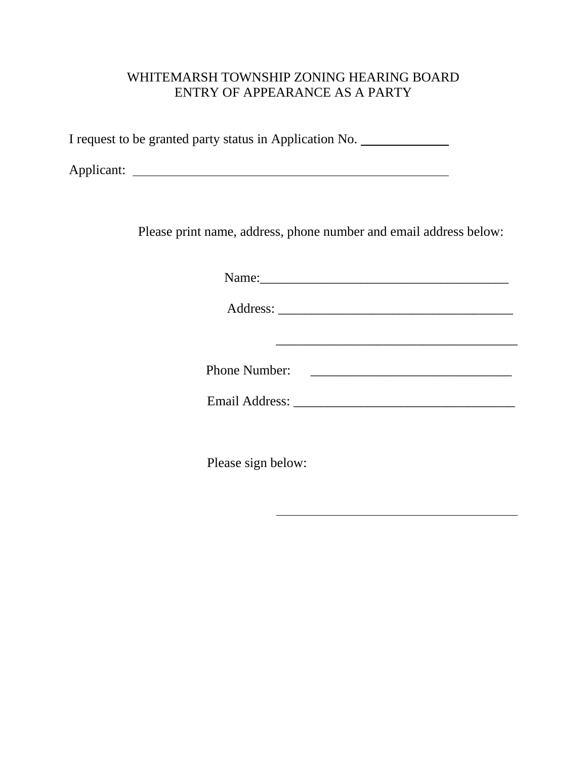# WHITEMARSH TOWNSHIP ZONING HEARING BOARD
## ENTRY OF APPEARANCE AS A PARTY

I request to be granted party status in Application No. ______________

Applicant: __________________________________________________

Please print name, address, phone number and email address below:

Name:_____________________________________

Address: ___________________________________

___________________________________

Phone Number: ______________________________

Email Address: _________________________________

Please sign below:

___________________________________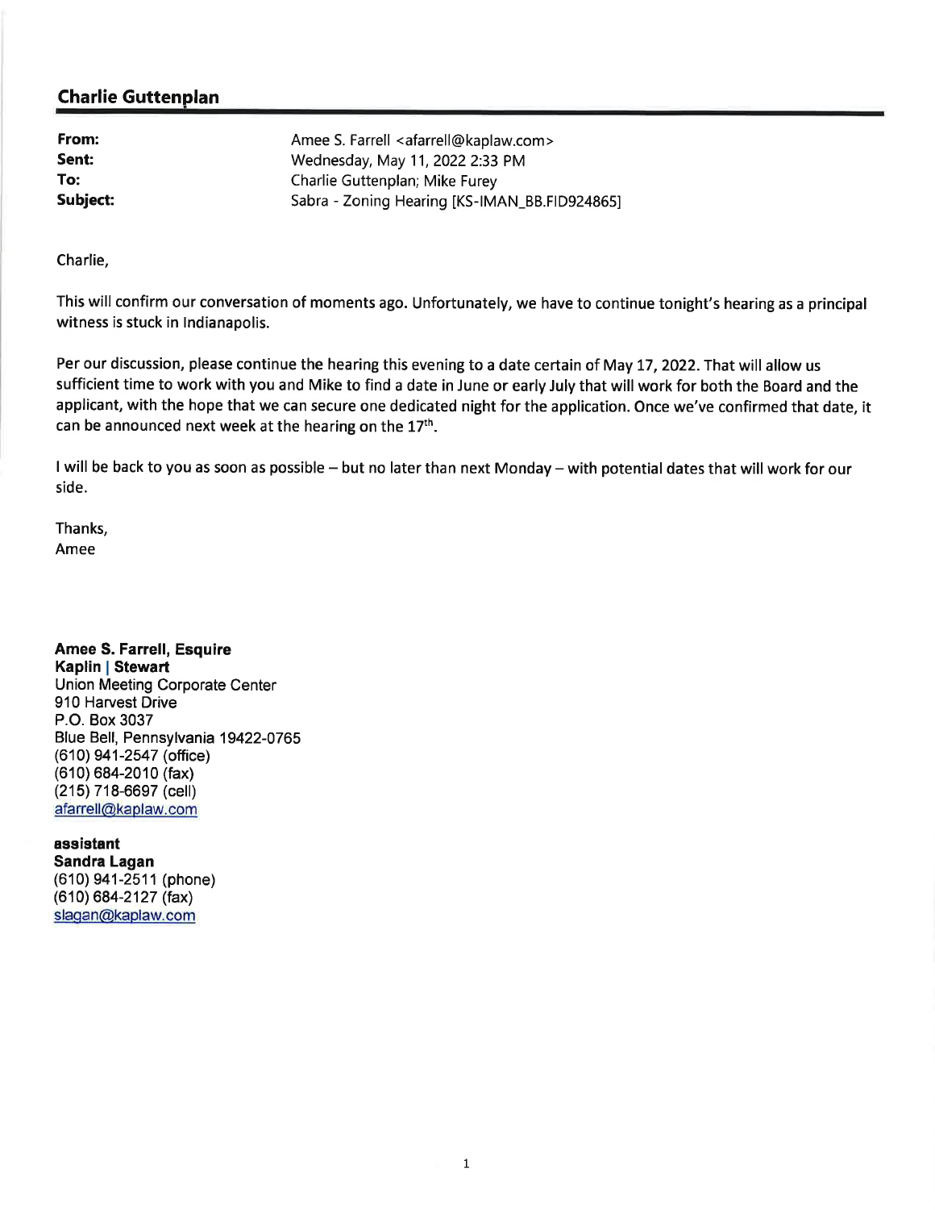## Charlie Guttenplan

| | |
|---|---|
| **From:** | Amee S. Farrell <afarrell@kaplaw.com> |
| **Sent:** | Wednesday, May 11, 2022 2:33 PM |
| **To:** | Charlie Guttenplan; Mike Furey |
| **Subject:** | Sabra - Zoning Hearing [KS-IMAN_BB.FID924865] |

Charlie,

This will confirm our conversation of moments ago. Unfortunately, we have to continue tonight's hearing as a principal witness is stuck in Indianapolis.

Per our discussion, please continue the hearing this evening to a date certain of May 17, 2022. That will allow us sufficient time to work with you and Mike to find a date in June or early July that will work for both the Board and the applicant, with the hope that we can secure one dedicated night for the application. Once we've confirmed that date, it can be announced next week at the hearing on the 17th.

I will be back to you as soon as possible – but no later than next Monday – with potential dates that will work for our side.

Thanks,
Amee

**Amee S. Farrell, Esquire**
**Kaplin | Stewart**
Union Meeting Corporate Center
910 Harvest Drive
P.O. Box 3037
Blue Bell, Pennsylvania 19422-0765
(610) 941-2547 (office)
(610) 684-2010 (fax)
(215) 718-6697 (cell)
afarrell@kaplaw.com

**assistant**
**Sandra Lagan**
(610) 941-2511 (phone)
(610) 684-2127 (fax)
slagan@kaplaw.com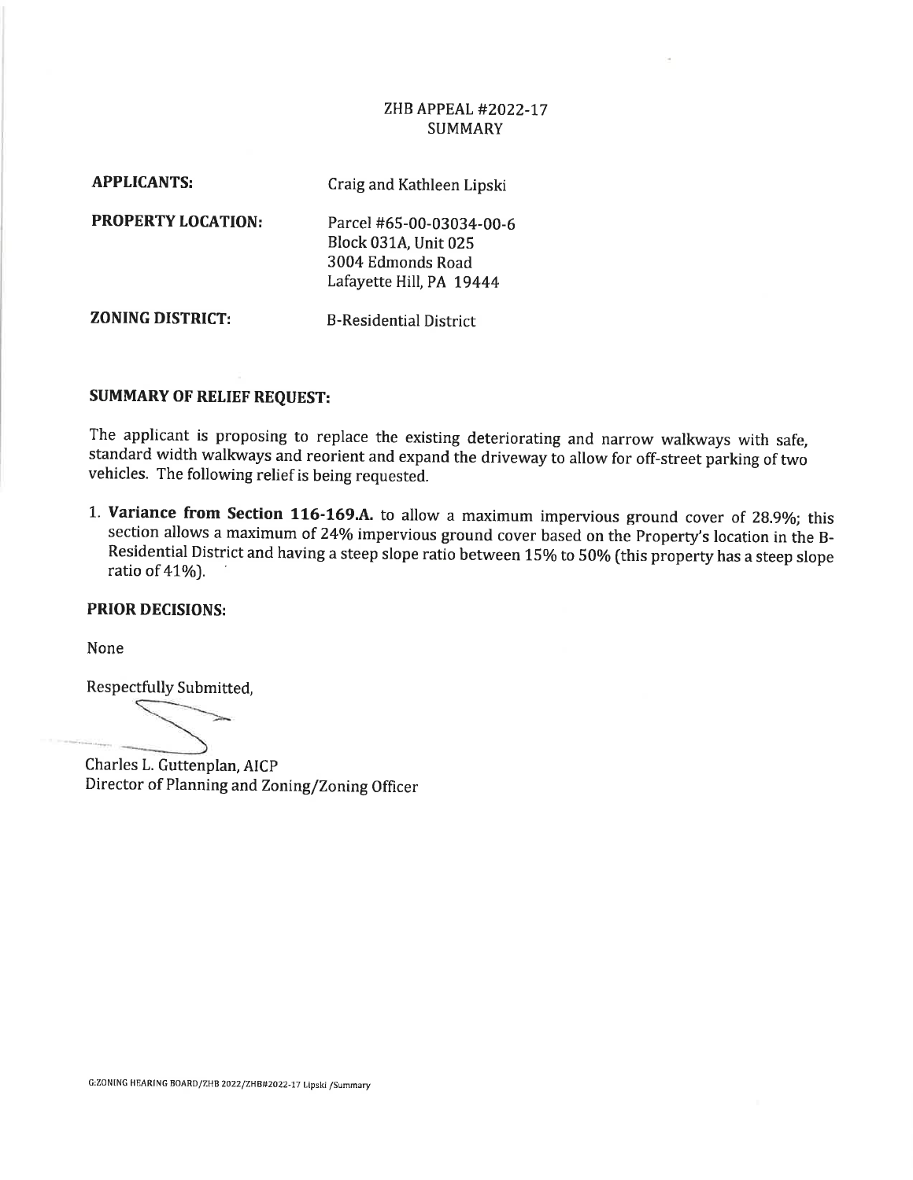# ZHB APPEAL #2022-17
## SUMMARY

**APPLICANTS:** Craig and Kathleen Lipski

**PROPERTY LOCATION:** Parcel #65-00-03034-00-6
Block 031A, Unit 025
3004 Edmonds Road
Lafayette Hill, PA 19444

**ZONING DISTRICT:** B-Residential District

**SUMMARY OF RELIEF REQUEST:**

The applicant is proposing to replace the existing deteriorating and narrow walkways with safe, standard width walkways and reorient and expand the driveway to allow for off-street parking of two vehicles. The following relief is being requested.

1. **Variance from Section 116-169.A.** to allow a maximum impervious ground cover of 28.9%; this section allows a maximum of 24% impervious ground cover based on the Property's location in the B-Residential District and having a steep slope ratio between 15% to 50% (this property has a steep slope ratio of 41%).

**PRIOR DECISIONS:**

None

Respectfully Submitted,

Charles L. Guttenplan, AICP
Director of Planning and Zoning/Zoning Officer

G:ZONING HEARING BOARD/ZHB 2022/ZHB#2022-17 Lipski /Summary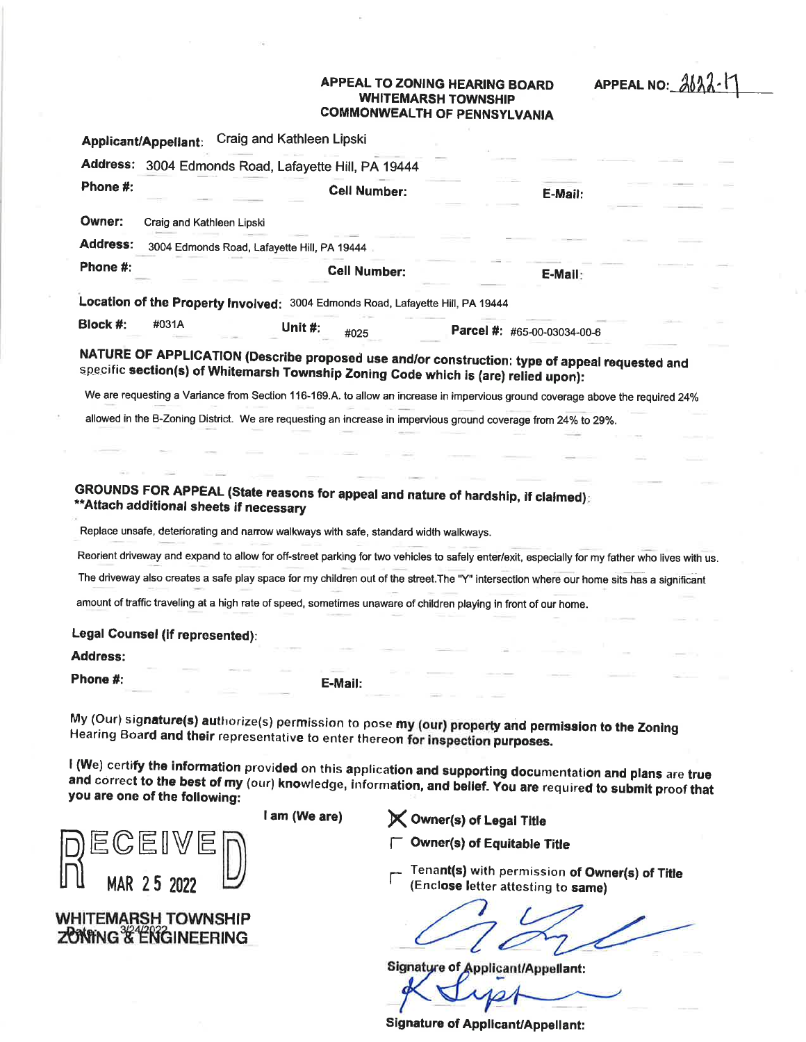**APPEAL TO ZONING HEARING BOARD**
**WHITEMARSH TOWNSHIP**
**COMMONWEALTH OF PENNSYLVANIA**

**APPEAL NO:** 2022-17

**Applicant/Appellant:** Craig and Kathleen Lipski

**Address:** 3004 Edmonds Road, Lafayette Hill, PA 19444

**Phone #:** **Cell Number:** **E-Mail:**

**Owner:** Craig and Kathleen Lipski

**Address:** 3004 Edmonds Road, Lafayette Hill, PA 19444

**Phone #:** **Cell Number:** **E-Mail:**

**Location of the Property Involved:** 3004 Edmonds Road, Lafayette Hill, PA 19444

**Block #:** #031A **Unit #:** #025 **Parcel #:** #65-00-03034-00-6

**NATURE OF APPLICATION (Describe proposed use and/or construction: type of appeal requested and specific section(s) of Whitemarsh Township Zoning Code which is (are) relied upon):**

We are requesting a Variance from Section 116-169.A. to allow an increase in impervious ground coverage above the required 24% allowed in the B-Zoning District. We are requesting an increase in impervious ground coverage from 24% to 29%.

**GROUNDS FOR APPEAL (State reasons for appeal and nature of hardship, if claimed):**
****Attach additional sheets if necessary**

Replace unsafe, deteriorating and narrow walkways with safe, standard width walkways.

Reorient driveway and expand to allow for off-street parking for two vehicles to safely enter/exit, especially for my father who lives with us.

The driveway also creates a safe play space for my children out of the street.The "Y" intersection where our home sits has a significant amount of traffic traveling at a high rate of speed, sometimes unaware of children playing in front of our home.

**Legal Counsel (if represented):**

**Address:**

**Phone #:** **E-Mail:**

My (Our) signature(s) authorize(s) permission to pose my (our) property and permission to the Zoning Hearing Board and their representative to enter thereon for inspection purposes.

I (We) certify the information provided on this application and supporting documentation and plans are true and correct to the best of my (our) knowledge, information, and belief. You are required to submit proof that you are one of the following:

I am (We are)

- [X] Owner(s) of Legal Title
- [ ] Owner(s) of Equitable Title
- [ ] Tenant(s) with permission of Owner(s) of Title (Enclose letter attesting to same)

RECEIVED
MAR 25 2022
WHITEMARSH TOWNSHIP
ZONING & ENGINEERING

Date: 3/24/2022

**Signature of Applicant/Appellant:**

**Signature of Applicant/Appellant:**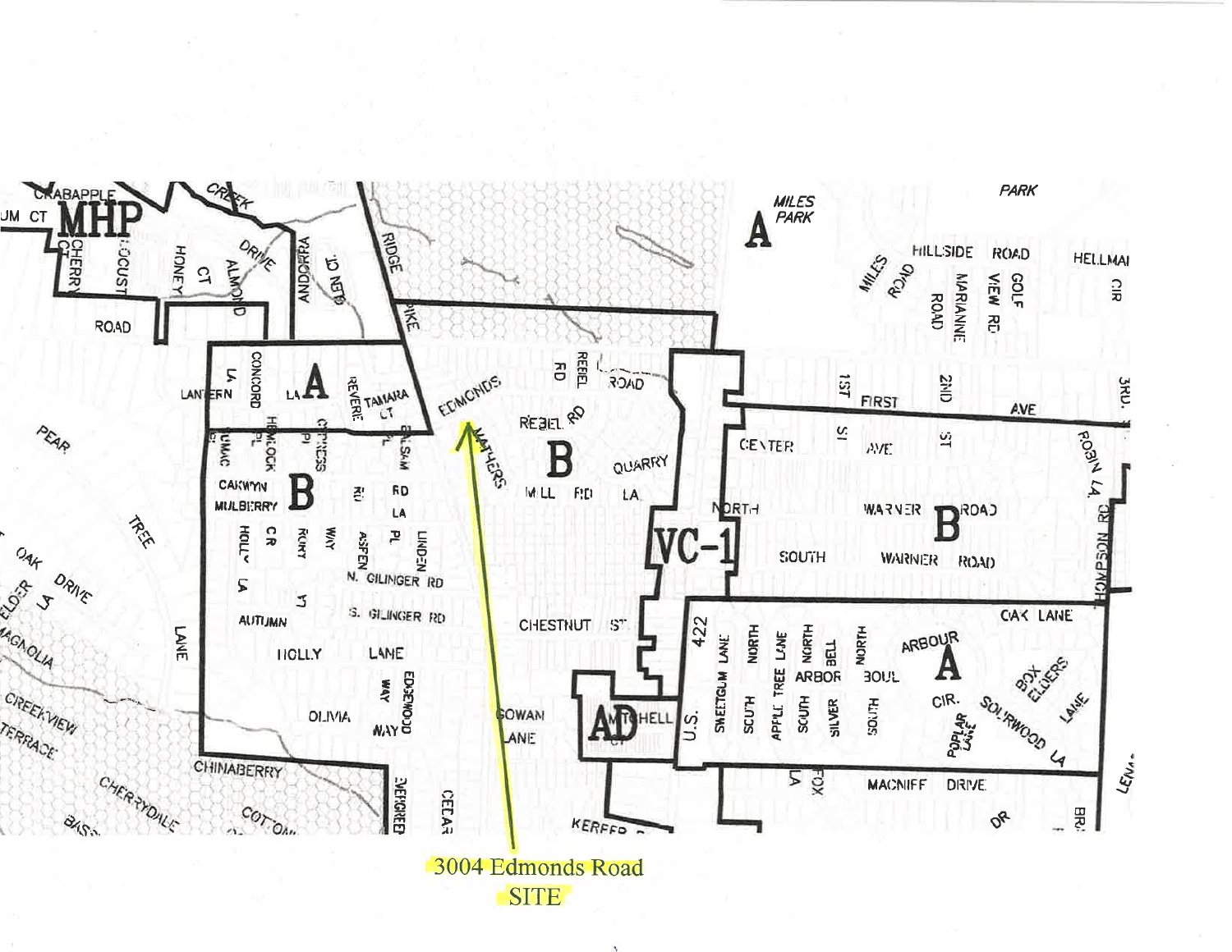3004 Edmonds Road

SITE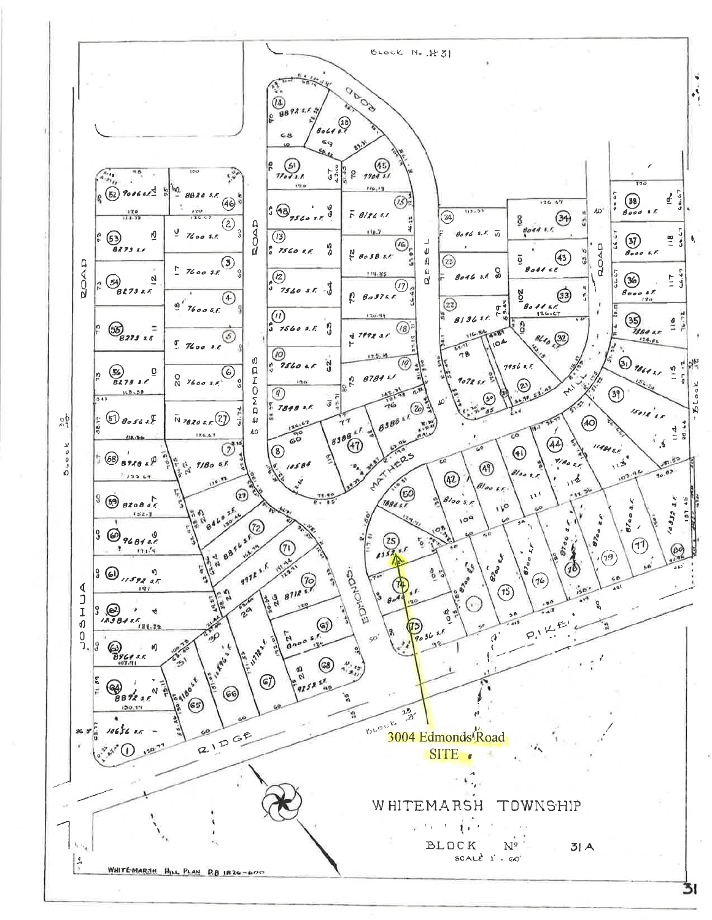BLOCK No. 31

3004 Edmonds Road
SITE

WHITEMARSH TOWNSHIP

BLOCK No 31 A

SCALE 1" = 60'

WHITE-MARSH HILL PLAN D.B 1826-600

JOSHUA ROAD

EDMONDS ROAD

REBEL ROAD

MILL ROAD

MATHERS

RIDGE PIKE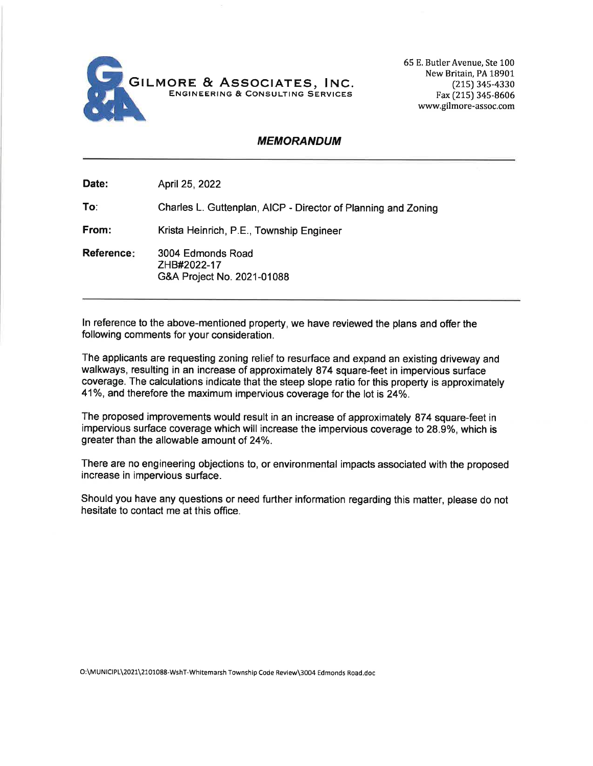GILMORE & ASSOCIATES, INC.
ENGINEERING & CONSULTING SERVICES

65 E. Butler Avenue, Ste 100
New Britain, PA 18901
(215) 345-4330
Fax (215) 345-8606
www.gilmore-assoc.com

## *MEMORANDUM*

**Date:** April 25, 2022

**To:** Charles L. Guttenplan, AICP - Director of Planning and Zoning

**From:** Krista Heinrich, P.E., Township Engineer

**Reference:** 3004 Edmonds Road
ZHB#2022-17
G&A Project No. 2021-01088

---

In reference to the above-mentioned property, we have reviewed the plans and offer the following comments for your consideration.

The applicants are requesting zoning relief to resurface and expand an existing driveway and walkways, resulting in an increase of approximately 874 square-feet in impervious surface coverage. The calculations indicate that the steep slope ratio for this property is approximately 41%, and therefore the maximum impervious coverage for the lot is 24%.

The proposed improvements would result in an increase of approximately 874 square-feet in impervious surface coverage which will increase the impervious coverage to 28.9%, which is greater than the allowable amount of 24%.

There are no engineering objections to, or environmental impacts associated with the proposed increase in impervious surface.

Should you have any questions or need further information regarding this matter, please do not hesitate to contact me at this office.

O:\MUNICIPL\2021\2101088-WshT-Whitemarsh Township Code Review\3004 Edmonds Road.doc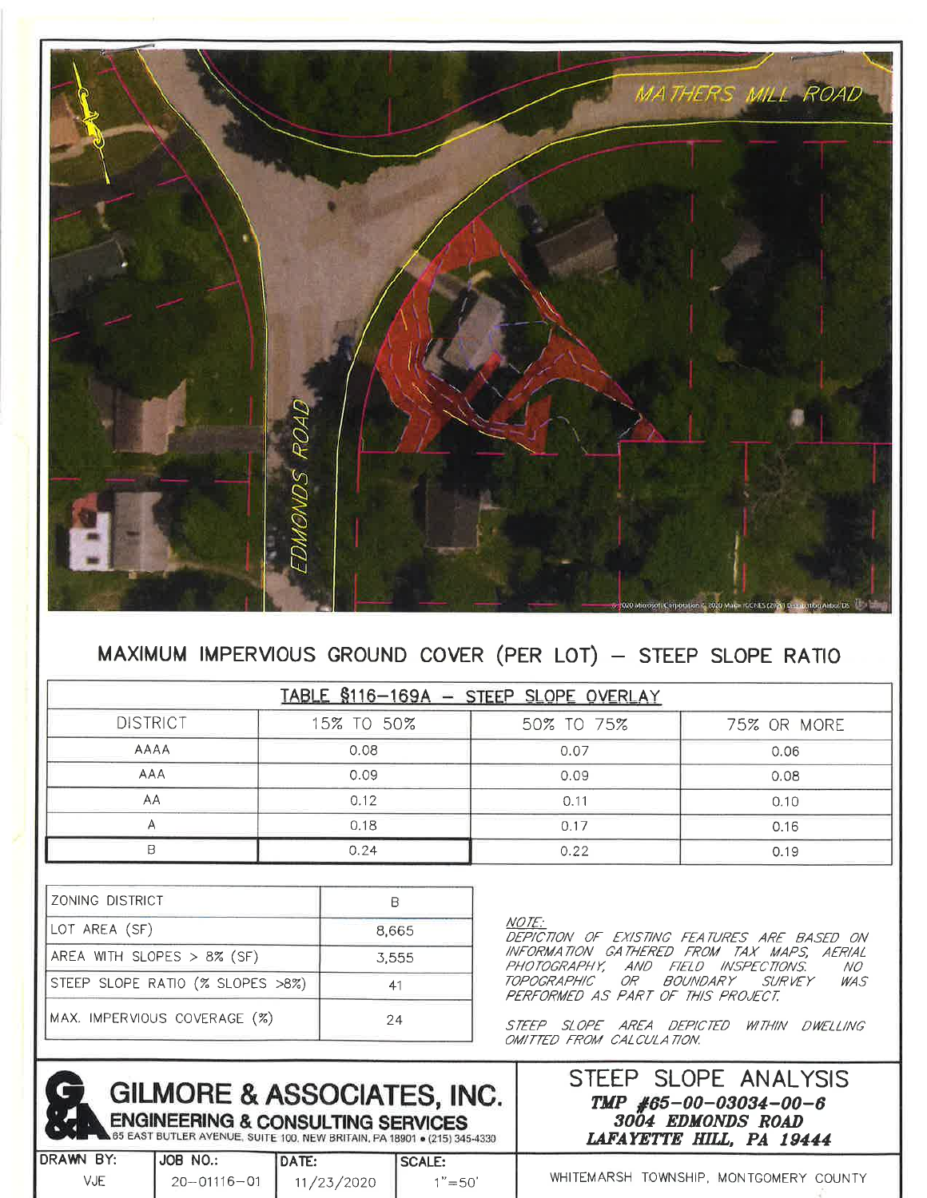MATHERS MILL ROAD

EDMONDS ROAD

© 2020 Microsoft Corporation © 2020 Maxar ©CNES (2020) Distribution Airbus DS

## MAXIMUM IMPERVIOUS GROUND COVER (PER LOT) – STEEP SLOPE RATIO

**TABLE §116–169A – STEEP SLOPE OVERLAY**

| DISTRICT | 15% TO 50% | 50% TO 75% | 75% OR MORE |
|---|---|---|---|
| AAAA | 0.08 | 0.07 | 0.06 |
| AAA | 0.09 | 0.09 | 0.08 |
| AA | 0.12 | 0.11 | 0.10 |
| A | 0.18 | 0.17 | 0.16 |
| B | 0.24 | 0.22 | 0.19 |

| | |
|---|---|
| ZONING DISTRICT | B |
| LOT AREA (SF) | 8,665 |
| AREA WITH SLOPES > 8% (SF) | 3,555 |
| STEEP SLOPE RATIO (% SLOPES >8%) | 41 |
| MAX. IMPERVIOUS COVERAGE (%) | 24 |

*NOTE:*
*DEPICTION OF EXISTING FEATURES ARE BASED ON INFORMATION GATHERED FROM TAX MAPS, AERIAL PHOTOGRAPHY, AND FIELD INSPECTIONS. NO TOPOGRAPHIC OR BOUNDARY SURVEY WAS PERFORMED AS PART OF THIS PROJECT.*

*STEEP SLOPE AREA DEPICTED WITHIN DWELLING OMITTED FROM CALCULATION.*

**GILMORE & ASSOCIATES, INC.**
**ENGINEERING & CONSULTING SERVICES**
65 EAST BUTLER AVENUE, SUITE 100, NEW BRITAIN, PA 18901 • (215) 345-4330

STEEP SLOPE ANALYSIS
***TMP #65-00-03034-00-6***
***3004 EDMONDS ROAD***
***LAFAYETTE HILL, PA 19444***

| DRAWN BY: | JOB NO.: | DATE: | SCALE: |
|---|---|---|---|
| VJE | 20–01116–01 | 11/23/2020 | 1"=50' |

WHITEMARSH TOWNSHIP, MONTGOMERY COUNTY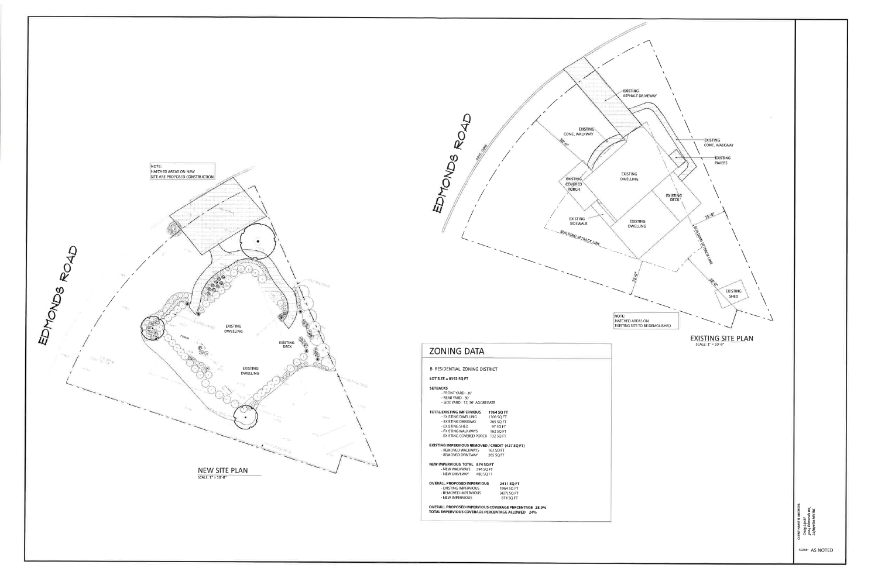NOTE:
HATCHED AREAS ON NEW SITE ARE PROPOSED CONSTRUCTION

EDMONDS ROAD

EXISTING DWELLING

EXISTING DECK

EXISTING DWELLING

PORCH

NEW SITE PLAN
SCALE: 1" = 10'-0"

EDMONDS ROAD

EXISTING ASPHALT DRIVEWAY

EXISTING CONC. WALKWAY

EXISTING CONC. WALKWAY

EXISTING PAVERS

EXISTING COVERED PORCH

EXISTING DWELLING

EXISTING DECK

EXISTING SIDEWALK

EXISTING DWELLING

BUILDING SETBACK LINE

BUILDING SETBACK LINE

30'-0"

15'-0"

15'-0"

30'-0"

EXISTING SHED

NOTE:
HATCHED AREAS ON EXISTING SITE TO BE DEMOLISHED

EXISTING SITE PLAN
SCALE: 1" = 10'-0"

## ZONING DATA

B RESIDENTIAL ZONING DISTRICT

**LOT SIZE = 8352 SQ FT**

**SETBACKS**
- FRONT YARD - 30'
- REAR YARD - 30'
- SIDE YARD - 12', 30' AGGREGATE

**TOTAL EXISTING IMPERVIOUS 1964 SQ FT**
- EXISTING DWELLING 1308 SQ FT
- EXISTING DRIVEWAY 265 SQ FT
- EXISTING SHED 97 SQ FT
- EXISTING WALKWAYS 162 SQ FT
- EXISTING COVERED PORCH 132 SQ FT

**EXISTING IMPERVIOUS REMOVED / CREDIT (427 SQ FT)**
- REMOVED WALKWAYS 162 SQ FT
- REMOVED DRIVEWAY 265 SQ FT

**NEW IMPERVIOUS TOTAL 874 SQ FT**
- NEW WALKWAYS 394 SQ FT
- NEW DRIVEWAY 480 SQ FT

**OVERALL PROPOSED IMPERVIOUS 2411 SQ FT**
- EXISTING IMPERVIOUS 1964 SQ FT
- REMOVED IMPERVIOUS (427) SQ FT
- NEW IMPERVIOUS 874 SQ FT

**OVERALL PROPOSED IMPERVIOUS COVERAGE PERCENTAGE 28.9%**
**TOTAL IMPERVIOUS COVERAGE PERCENTAGE ALLOWED 24%**

CLIENT NAME & ADDRESS:
Craig Lipski
3004 Edmonds Rd.
Lafayette Hill Rd.

SCALE: AS NOTED